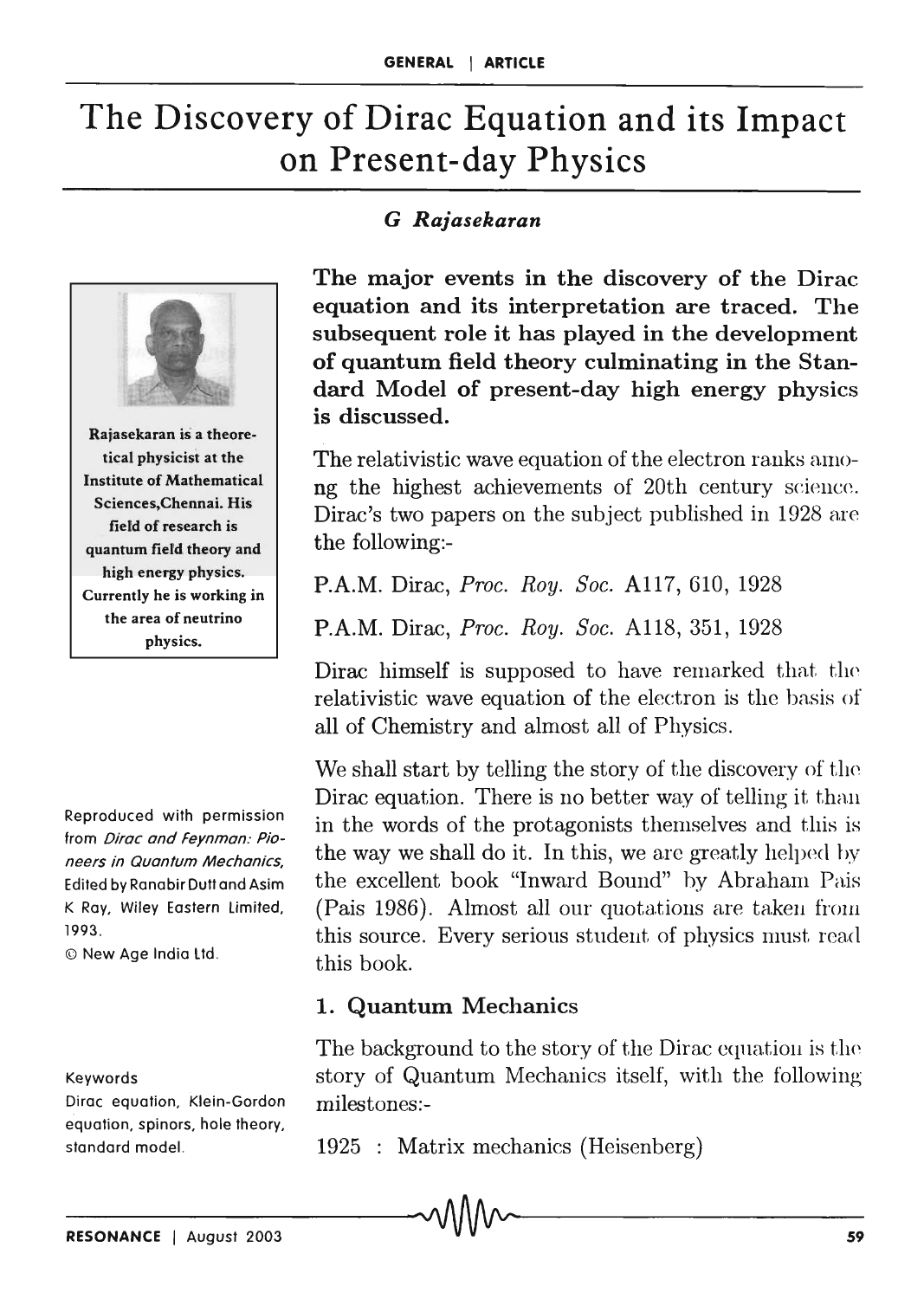# The Discovery of Dirac Equation and its Impact on Present-day Physics

*G Rajasekaran*

Rajasekaran is a theoretical physicist at the Institute of Mathematical Sciences, Chennai. His field of research is quantum field theory and high energy physics. Currently he is working in the area of neutrino physics.

**The major events in the discovery of the Dirac equation and its interpretation are traced. The subsequent role it has played in the development of quantum field theory culminating in the Standard Model of present-day high energy physics is discussed.**

The relativistic wave equation of the electron ranks among the highest achievements of 20th century science. Dirac's two papers on the subject published in 1928 are the following:-

P.A.M. Dirac, *Proc. Roy. Soc.* A117, 610, 1928

P.A.M. Dirac, *Proc. Roy. Soc.* A118, 351, 1928

Dirac himself is supposed to have remarked that the relativistic wave equation of the electron is the basis of all of Chemistry and almost all of Physics.

We shall start by telling the story of the discovery of the Dirac equation. There is no better way of telling it than in the words of the protagonists themselves and this is the way we shall do it. In this, we are greatly helped by the excellent book "Inward Bound" by Abraham Pais (Pais 1986). Almost all our quotations are taken from this source. Every serious student of physics must read this book.

Reproduced with permission from *Dirac and Feynman: Pioneers in Quantum Mechanics*, Edited by Ranabir Dutt and Asim K Ray, Wiley Eastern Limited, 1993.

© New Age India Ltd.

## 1. Quantum Mechanics

The background to the story of the Dirac equation is the story of Quantum Mechanics itself, with the following milestones:-

1925 : Matrix mechanics (Heisenberg)

Keywords

Dirac equation, Klein-Gordon equation, spinors, hole theory, standard model.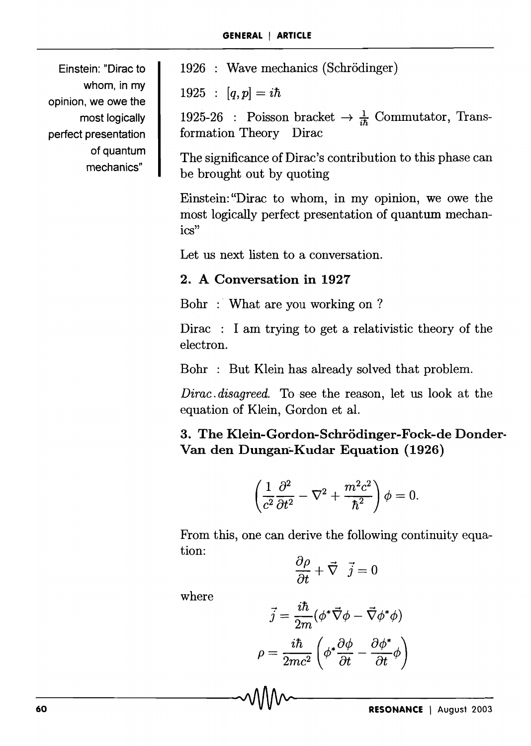Einstein: "Dirac to whom, in my opinion, we owe the most logically perfect presentation of quantum mechanics"

1926 : Wave mechanics (Schrödinger)

1925 : $[q, p] = i\hbar$

1925-26 : Poisson bracket $\rightarrow \frac{1}{i\hbar}$ Commutator, Transformation Theory Dirac

The significance of Dirac's contribution to this phase can be brought out by quoting

Einstein: "Dirac to whom, in my opinion, we owe the most logically perfect presentation of quantum mechanics"

Let us next listen to a conversation.

## 2. A Conversation in 1927

Bohr : What are you working on ?

Dirac : I am trying to get a relativistic theory of the electron.

Bohr : But Klein has already solved that problem.

*Dirac disagreed.* To see the reason, let us look at the equation of Klein, Gordon et al.

## 3. The Klein-Gordon-Schrödinger-Fock-de Donder-Van den Dungan-Kudar Equation (1926)

$$\left(\frac{1}{c^2}\frac{\partial^2}{\partial t^2} - \nabla^2 + \frac{m^2c^2}{\hbar^2}\right)\phi = 0.$$

From this, one can derive the following continuity equation:

$$\frac{\partial \rho}{\partial t} + \vec{\nabla}\ \vec{j} = 0$$

where

$$\vec{j} = \frac{i\hbar}{2m}(\phi^*\vec{\nabla}\phi - \vec{\nabla}\phi^*\phi)$$

$$\rho = \frac{i\hbar}{2mc^2}\left(\phi^*\frac{\partial \phi}{\partial t} - \frac{\partial \phi^*}{\partial t}\phi\right)$$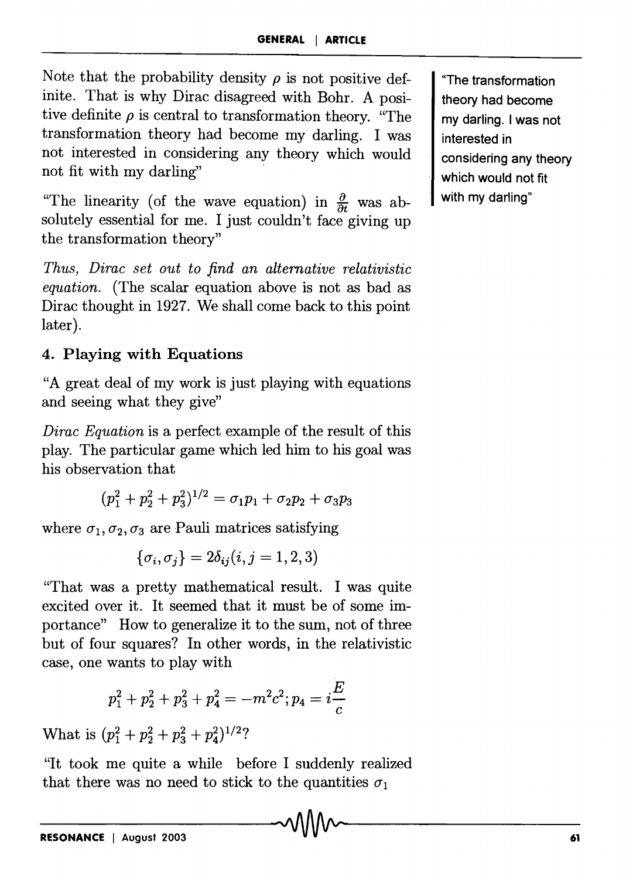Note that the probability density $\rho$ is not positive definite. That is why Dirac disagreed with Bohr. A positive definite $\rho$ is central to transformation theory. "The transformation theory had become my darling. I was not interested in considering any theory which would not fit with my darling"

"The linearity (of the wave equation) in $\frac{\partial}{\partial t}$ was absolutely essential for me. I just couldn't face giving up the transformation theory"

*Thus, Dirac set out to find an alternative relativistic equation.* (The scalar equation above is not as bad as Dirac thought in 1927. We shall come back to this point later).

"The transformation theory had become my darling. I was not interested in considering any theory which would not fit with my darling"

## 4. Playing with Equations

"A great deal of my work is just playing with equations and seeing what they give"

*Dirac Equation* is a perfect example of the result of this play. The particular game which led him to his goal was his observation that

$$(p_1^2 + p_2^2 + p_3^2)^{1/2} = \sigma_1 p_1 + \sigma_2 p_2 + \sigma_3 p_3$$

where $\sigma_1, \sigma_2, \sigma_3$ are Pauli matrices satisfying

$$\{\sigma_i, \sigma_j\} = 2\delta_{ij}(i, j = 1, 2, 3)$$

"That was a pretty mathematical result. I was quite excited over it. It seemed that it must be of some importance" How to generalize it to the sum, not of three but of four squares? In other words, in the relativistic case, one wants to play with

$$p_1^2 + p_2^2 + p_3^2 + p_4^2 = -m^2c^2; p_4 = i\frac{E}{c}$$

What is $(p_1^2 + p_2^2 + p_3^2 + p_4^2)^{1/2}$?

"It took me quite a while before I suddenly realized that there was no need to stick to the quantities $\sigma_1$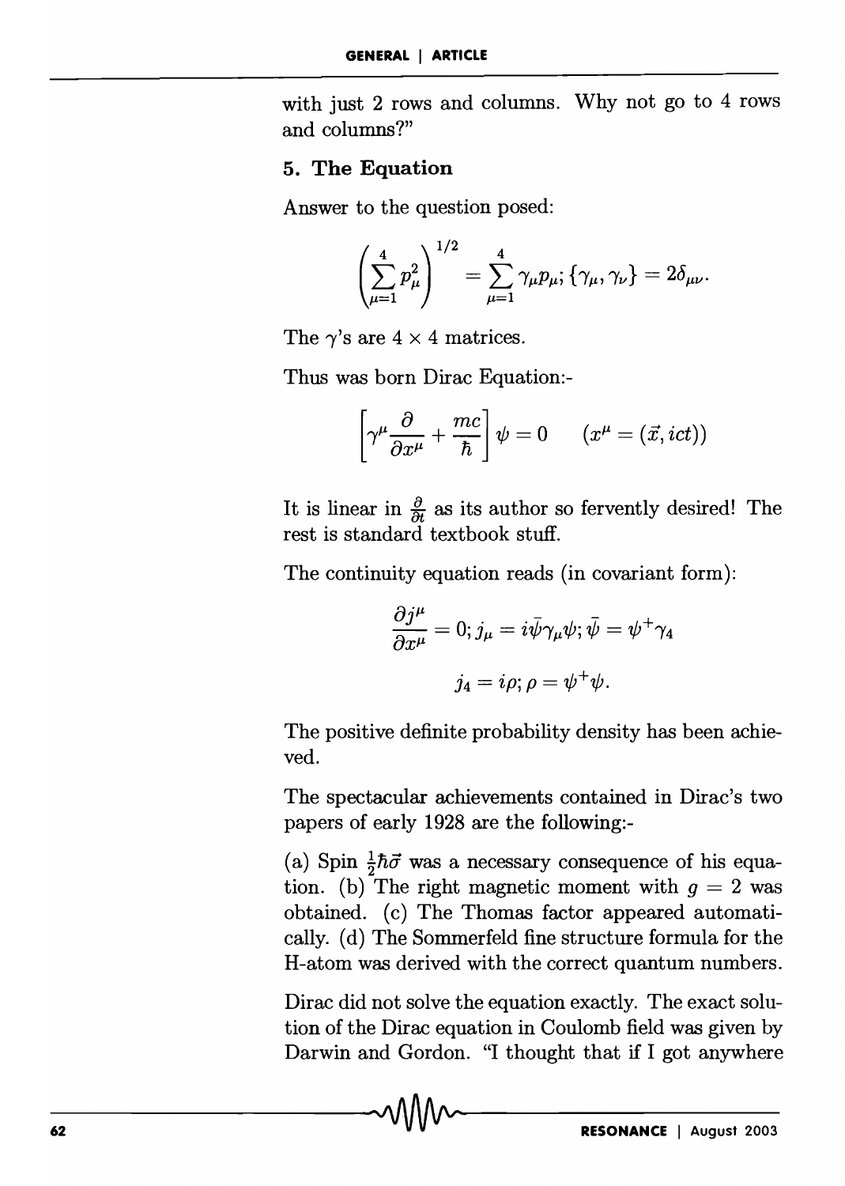with just 2 rows and columns. Why not go to 4 rows and columns?"

## 5. The Equation

Answer to the question posed:

$$\left(\sum_{\mu=1}^{4} p_\mu^2\right)^{1/2} = \sum_{\mu=1}^{4} \gamma_\mu p_\mu; \{\gamma_\mu, \gamma_\nu\} = 2\delta_{\mu\nu}.$$

The $\gamma$'s are $4 \times 4$ matrices.

Thus was born Dirac Equation:-

$$\left[\gamma^\mu \frac{\partial}{\partial x^\mu} + \frac{mc}{\hbar}\right]\psi = 0 \qquad (x^\mu = (\vec{x}, ict))$$

It is linear in $\frac{\partial}{\partial t}$ as its author so fervently desired! The rest is standard textbook stuff.

The continuity equation reads (in covariant form):

$$\frac{\partial j^\mu}{\partial x^\mu} = 0; j_\mu = i\bar{\psi}\gamma_\mu\psi; \bar{\psi} = \psi^+\gamma_4$$

$$j_4 = i\rho; \rho = \psi^+\psi.$$

The positive definite probability density has been achieved.

The spectacular achievements contained in Dirac's two papers of early 1928 are the following:-

(a) Spin $\frac{1}{2}\hbar\vec{\sigma}$ was a necessary consequence of his equation. (b) The right magnetic moment with $g = 2$ was obtained. (c) The Thomas factor appeared automatically. (d) The Sommerfeld fine structure formula for the H-atom was derived with the correct quantum numbers.

Dirac did not solve the equation exactly. The exact solution of the Dirac equation in Coulomb field was given by Darwin and Gordon. "I thought that if I got anywhere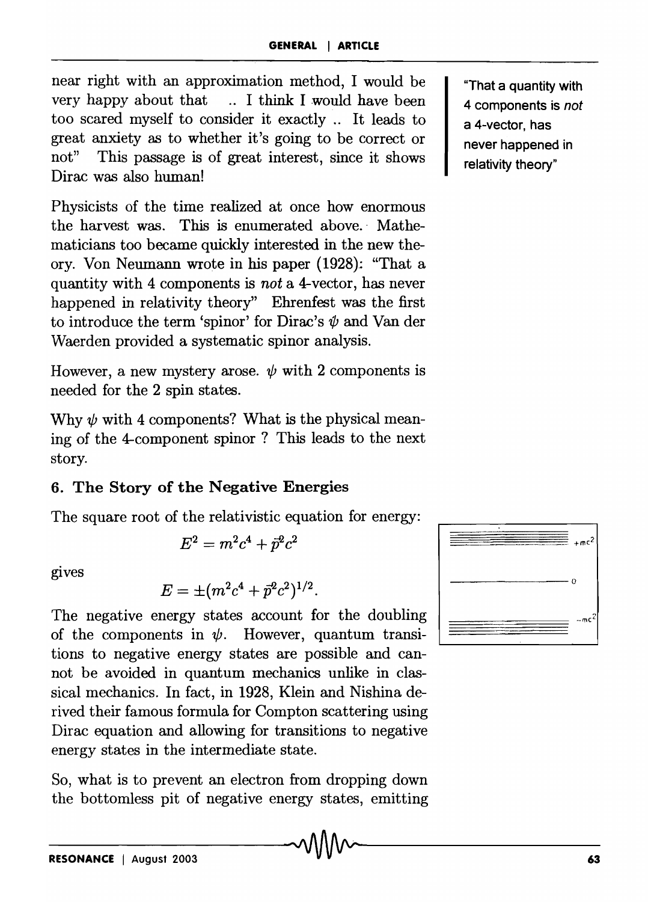near right with an approximation method, I would be very happy about that .. I think I would have been too scared myself to consider it exactly .. It leads to great anxiety as to whether it's going to be correct or not" This passage is of great interest, since it shows Dirac was also human!

Physicists of the time realized at once how enormous the harvest was. This is enumerated above. Mathematicians too became quickly interested in the new theory. Von Neumann wrote in his paper (1928): "That a quantity with 4 components is *not* a 4-vector, has never happened in relativity theory" Ehrenfest was the first to introduce the term 'spinor' for Dirac's $\psi$ and Van der Waerden provided a systematic spinor analysis.

"That a quantity with 4 components is *not* a 4-vector, has never happened in relativity theory"

However, a new mystery arose. $\psi$ with 2 components is needed for the 2 spin states.

Why $\psi$ with 4 components? What is the physical meaning of the 4-component spinor ? This leads to the next story.

## 6. The Story of the Negative Energies

The square root of the relativistic equation for energy:

$$E^2 = m^2c^4 + \vec{p}^2c^2$$

gives

$$E = \pm(m^2c^4 + \vec{p}^2c^2)^{1/2}.$$

The negative energy states account for the doubling of the components in $\psi$. However, quantum transitions to negative energy states are possible and cannot be avoided in quantum mechanics unlike in classical mechanics. In fact, in 1928, Klein and Nishina derived their famous formula for Compton scattering using Dirac equation and allowing for transitions to negative energy states in the intermediate state.

So, what is to prevent an electron from dropping down the bottomless pit of negative energy states, emitting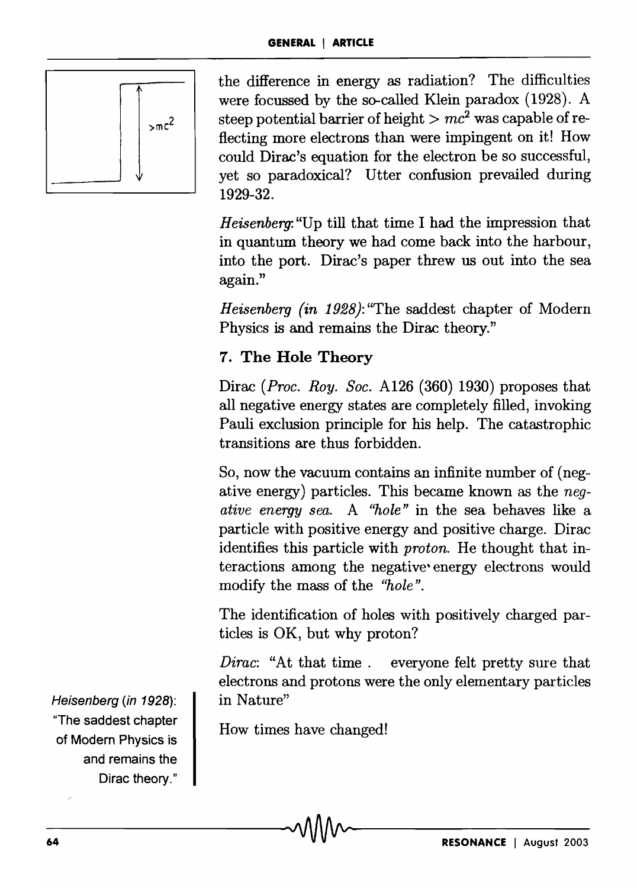the difference in energy as radiation? The difficulties were focussed by the so-called Klein paradox (1928). A steep potential barrier of height $> mc^2$ was capable of reflecting more electrons than were impingent on it! How could Dirac's equation for the electron be so successful, yet so paradoxical? Utter confusion prevailed during 1929-32.

*Heisenberg*: "Up till that time I had the impression that in quantum theory we had come back into the harbour, into the port. Dirac's paper threw us out into the sea again."

*Heisenberg (in 1928)*: "The saddest chapter of Modern Physics is and remains the Dirac theory."

### 7. The Hole Theory

Dirac (*Proc. Roy. Soc.* A126 (360) 1930) proposes that all negative energy states are completely filled, invoking Pauli exclusion principle for his help. The catastrophic transitions are thus forbidden.

So, now the vacuum contains an infinite number of (negative energy) particles. This became known as the *negative energy sea*. A *"hole"* in the sea behaves like a particle with positive energy and positive charge. Dirac identifies this particle with *proton*. He thought that interactions among the negative energy electrons would modify the mass of the *"hole"*.

The identification of holes with positively charged particles is OK, but why proton?

*Dirac*: "At that time . everyone felt pretty sure that electrons and protons were the only elementary particles in Nature"

How times have changed!

*Heisenberg (in 1928)*: "The saddest chapter of Modern Physics is and remains the Dirac theory."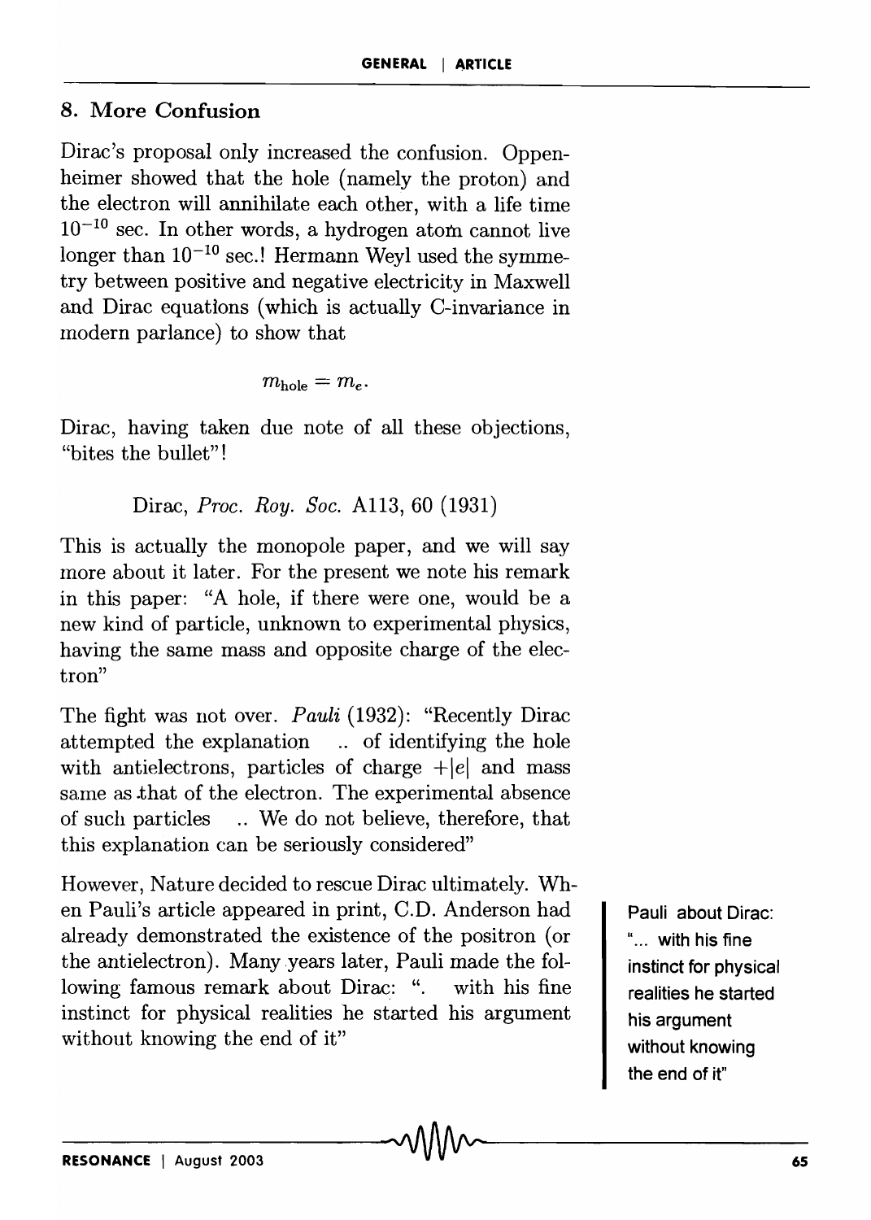## 8. More Confusion

Dirac's proposal only increased the confusion. Oppenheimer showed that the hole (namely the proton) and the electron will annihilate each other, with a life time $10^{-10}$ sec. In other words, a hydrogen atom cannot live longer than $10^{-10}$ sec.! Hermann Weyl used the symmetry between positive and negative electricity in Maxwell and Dirac equations (which is actually C-invariance in modern parlance) to show that

$$m_{\text{hole}} = m_e.$$

Dirac, having taken due note of all these objections, "bites the bullet"!

Dirac, *Proc. Roy. Soc.* A113, 60 (1931)

This is actually the monopole paper, and we will say more about it later. For the present we note his remark in this paper: "A hole, if there were one, would be a new kind of particle, unknown to experimental physics, having the same mass and opposite charge of the electron"

The fight was not over. *Pauli* (1932): "Recently Dirac attempted the explanation .. of identifying the hole with antielectrons, particles of charge $+|e|$ and mass same as that of the electron. The experimental absence of such particles .. We do not believe, therefore, that this explanation can be seriously considered"

However, Nature decided to rescue Dirac ultimately. When Pauli's article appeared in print, C.D. Anderson had already demonstrated the existence of the positron (or the antielectron). Many years later, Pauli made the following famous remark about Dirac: ". with his fine instinct for physical realities he started his argument without knowing the end of it"

Pauli about Dirac: "... with his fine instinct for physical realities he started his argument without knowing the end of it"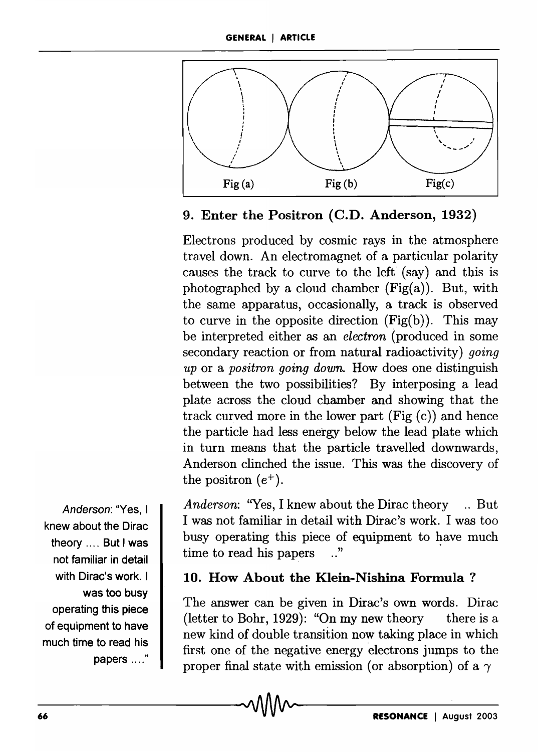Fig (a) Fig (b) Fig(c)

## 9. Enter the Positron (C.D. Anderson, 1932)

Electrons produced by cosmic rays in the atmosphere travel down. An electromagnet of a particular polarity causes the track to curve to the left (say) and this is photographed by a cloud chamber (Fig(a)). But, with the same apparatus, occasionally, a track is observed to curve in the opposite direction (Fig(b)). This may be interpreted either as an *electron* (produced in some secondary reaction or from natural radioactivity) *going up* or a *positron going down.* How does one distinguish between the two possibilities? By interposing a lead plate across the cloud chamber and showing that the track curved more in the lower part (Fig (c)) and hence the particle had less energy below the lead plate which in turn means that the particle travelled downwards, Anderson clinched the issue. This was the discovery of the positron ($e^+$).

*Anderson*: "Yes, I knew about the Dirac theory .. But I was not familiar in detail with Dirac's work. I was too busy operating this piece of equipment to have much time to read his papers .."

*Anderson*: "Yes, I knew about the Dirac theory .... But I was not familiar in detail with Dirac's work. I was too busy operating this piece of equipment to have much time to read his papers ...."

## 10. How About the Klein-Nishina Formula ?

The answer can be given in Dirac's own words. Dirac (letter to Bohr, 1929): "On my new theory there is a new kind of double transition now taking place in which first one of the negative energy electrons jumps to the proper final state with emission (or absorption) of a $\gamma$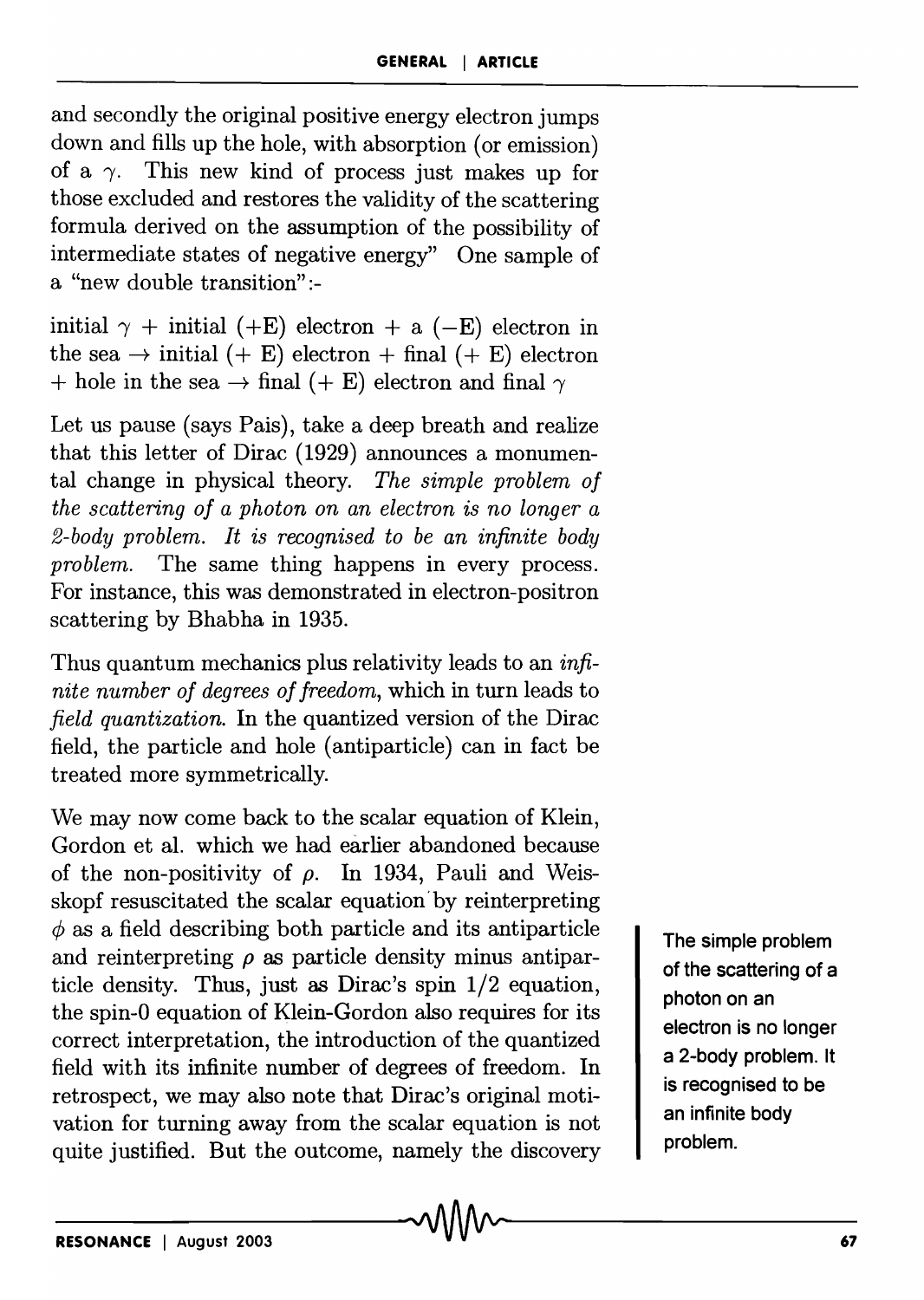and secondly the original positive energy electron jumps down and fills up the hole, with absorption (or emission) of a $\gamma$. This new kind of process just makes up for those excluded and restores the validity of the scattering formula derived on the assumption of the possibility of intermediate states of negative energy" One sample of a "new double transition":-

initial $\gamma$ + initial (+E) electron + a (−E) electron in the sea → initial (+ E) electron + final (+ E) electron + hole in the sea → final (+ E) electron and final $\gamma$

Let us pause (says Pais), take a deep breath and realize that this letter of Dirac (1929) announces a monumental change in physical theory. *The simple problem of the scattering of a photon on an electron is no longer a 2-body problem. It is recognised to be an infinite body problem.* The same thing happens in every process. For instance, this was demonstrated in electron-positron scattering by Bhabha in 1935.

Thus quantum mechanics plus relativity leads to an *infinite number of degrees of freedom*, which in turn leads to *field quantization.* In the quantized version of the Dirac field, the particle and hole (antiparticle) can in fact be treated more symmetrically.

We may now come back to the scalar equation of Klein, Gordon et al. which we had earlier abandoned because of the non-positivity of $\rho$. In 1934, Pauli and Weisskopf resuscitated the scalar equation by reinterpreting $\phi$ as a field describing both particle and its antiparticle and reinterpreting $\rho$ as particle density minus antiparticle density. Thus, just as Dirac's spin 1/2 equation, the spin-0 equation of Klein-Gordon also requires for its correct interpretation, the introduction of the quantized field with its infinite number of degrees of freedom. In retrospect, we may also note that Dirac's original motivation for turning away from the scalar equation is not quite justified. But the outcome, namely the discovery

**The simple problem of the scattering of a photon on an electron is no longer a 2-body problem. It is recognised to be an infinite body problem.**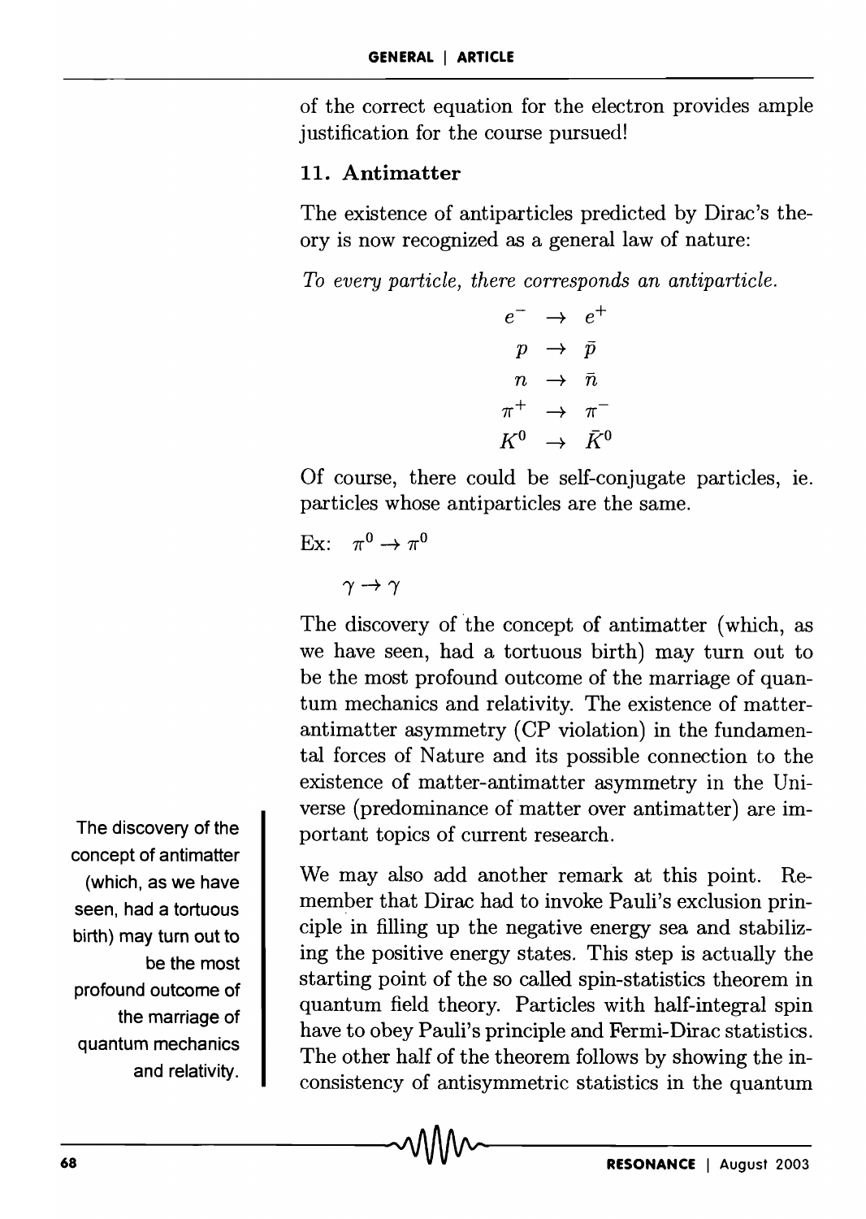of the correct equation for the electron provides ample justification for the course pursued!

### 11. Antimatter

The existence of antiparticles predicted by Dirac's theory is now recognized as a general law of nature:

*To every particle, there corresponds an antiparticle.*

$$
\begin{aligned}
e^- &\rightarrow e^+ \\
p &\rightarrow \bar{p} \\
n &\rightarrow \bar{n} \\
\pi^+ &\rightarrow \pi^- \\
K^0 &\rightarrow \bar{K}^0
\end{aligned}
$$

Of course, there could be self-conjugate particles, ie. particles whose antiparticles are the same.

Ex: $\pi^0 \rightarrow \pi^0$

$\gamma \rightarrow \gamma$

The discovery of the concept of antimatter (which, as we have seen, had a tortuous birth) may turn out to be the most profound outcome of the marriage of quantum mechanics and relativity. The existence of matter-antimatter asymmetry (CP violation) in the fundamental forces of Nature and its possible connection to the existence of matter-antimatter asymmetry in the Universe (predominance of matter over antimatter) are important topics of current research.

The discovery of the concept of antimatter (which, as we have seen, had a tortuous birth) may turn out to be the most profound outcome of the marriage of quantum mechanics and relativity.

We may also add another remark at this point. Remember that Dirac had to invoke Pauli's exclusion principle in filling up the negative energy sea and stabilizing the positive energy states. This step is actually the starting point of the so called spin-statistics theorem in quantum field theory. Particles with half-integral spin have to obey Pauli's principle and Fermi-Dirac statistics. The other half of the theorem follows by showing the inconsistency of antisymmetric statistics in the quantum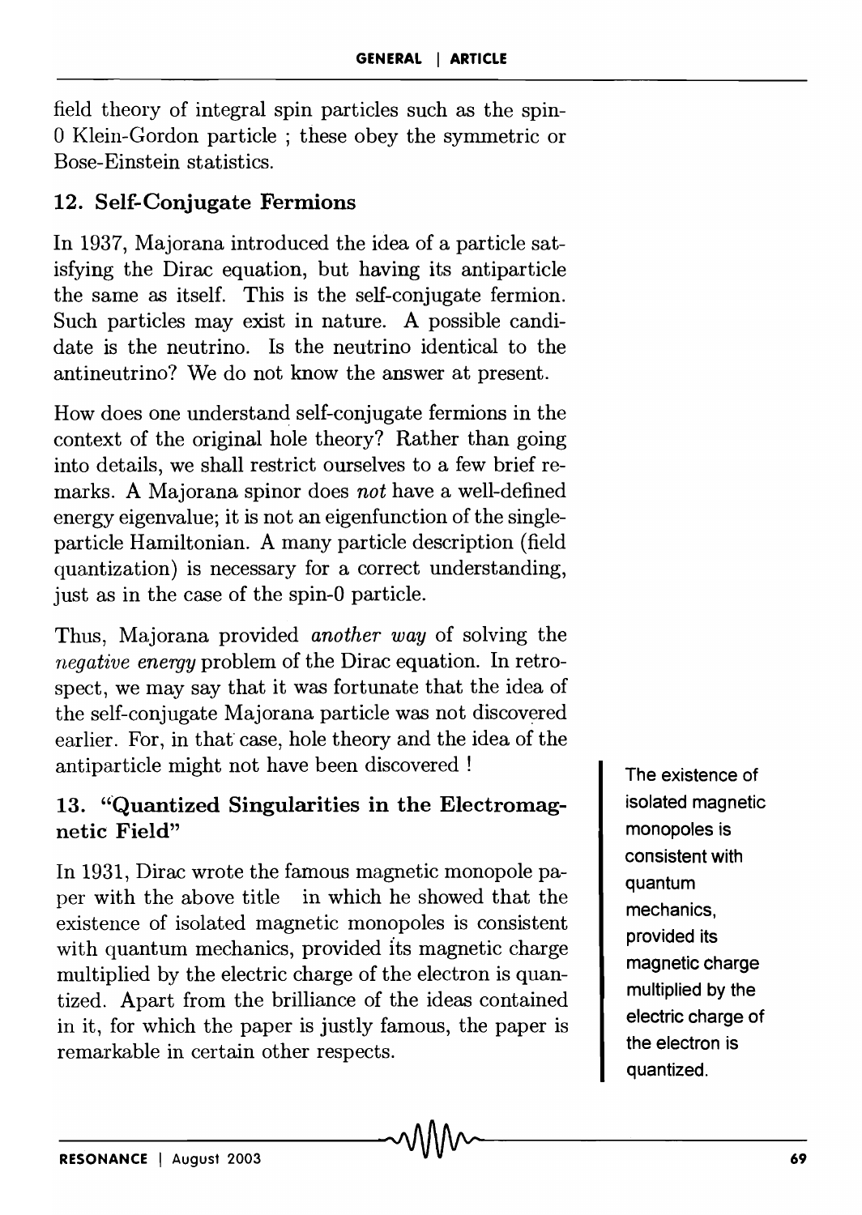field theory of integral spin particles such as the spin-0 Klein-Gordon particle ; these obey the symmetric or Bose-Einstein statistics.

### 12. Self-Conjugate Fermions

In 1937, Majorana introduced the idea of a particle satisfying the Dirac equation, but having its antiparticle the same as itself. This is the self-conjugate fermion. Such particles may exist in nature. A possible candidate is the neutrino. Is the neutrino identical to the antineutrino? We do not know the answer at present.

How does one understand self-conjugate fermions in the context of the original hole theory? Rather than going into details, we shall restrict ourselves to a few brief remarks. A Majorana spinor does *not* have a well-defined energy eigenvalue; it is not an eigenfunction of the single-particle Hamiltonian. A many particle description (field quantization) is necessary for a correct understanding, just as in the case of the spin-0 particle.

Thus, Majorana provided *another way* of solving the *negative energy* problem of the Dirac equation. In retrospect, we may say that it was fortunate that the idea of the self-conjugate Majorana particle was not discovered earlier. For, in that case, hole theory and the idea of the antiparticle might not have been discovered !

### 13. "Quantized Singularities in the Electromagnetic Field"

In 1931, Dirac wrote the famous magnetic monopole paper with the above title in which he showed that the existence of isolated magnetic monopoles is consistent with quantum mechanics, provided its magnetic charge multiplied by the electric charge of the electron is quantized. Apart from the brilliance of the ideas contained in it, for which the paper is justly famous, the paper is remarkable in certain other respects.

The existence of isolated magnetic monopoles is consistent with quantum mechanics, provided its magnetic charge multiplied by the electric charge of the electron is quantized.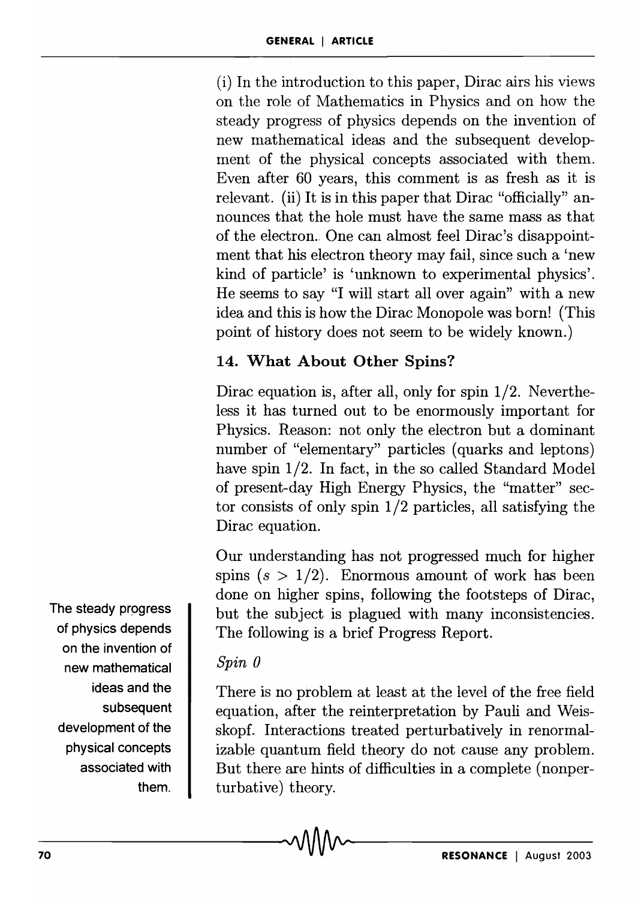(i) In the introduction to this paper, Dirac airs his views on the role of Mathematics in Physics and on how the steady progress of physics depends on the invention of new mathematical ideas and the subsequent development of the physical concepts associated with them. Even after 60 years, this comment is as fresh as it is relevant. (ii) It is in this paper that Dirac "officially" announces that the hole must have the same mass as that of the electron. One can almost feel Dirac's disappointment that his electron theory may fail, since such a 'new kind of particle' is 'unknown to experimental physics'. He seems to say "I will start all over again" with a new idea and this is how the Dirac Monopole was born! (This point of history does not seem to be widely known.)

## 14. What About Other Spins?

Dirac equation is, after all, only for spin 1/2. Nevertheless it has turned out to be enormously important for Physics. Reason: not only the electron but a dominant number of "elementary" particles (quarks and leptons) have spin 1/2. In fact, in the so called Standard Model of present-day High Energy Physics, the "matter" sector consists of only spin 1/2 particles, all satisfying the Dirac equation.

Our understanding has not progressed much for higher spins ($s > 1/2$). Enormous amount of work has been done on higher spins, following the footsteps of Dirac, but the subject is plagued with many inconsistencies. The following is a brief Progress Report.

The steady progress of physics depends on the invention of new mathematical ideas and the subsequent development of the physical concepts associated with them.

*Spin 0*

There is no problem at least at the level of the free field equation, after the reinterpretation by Pauli and Weisskopf. Interactions treated perturbatively in renormalizable quantum field theory do not cause any problem. But there are hints of difficulties in a complete (nonperturbative) theory.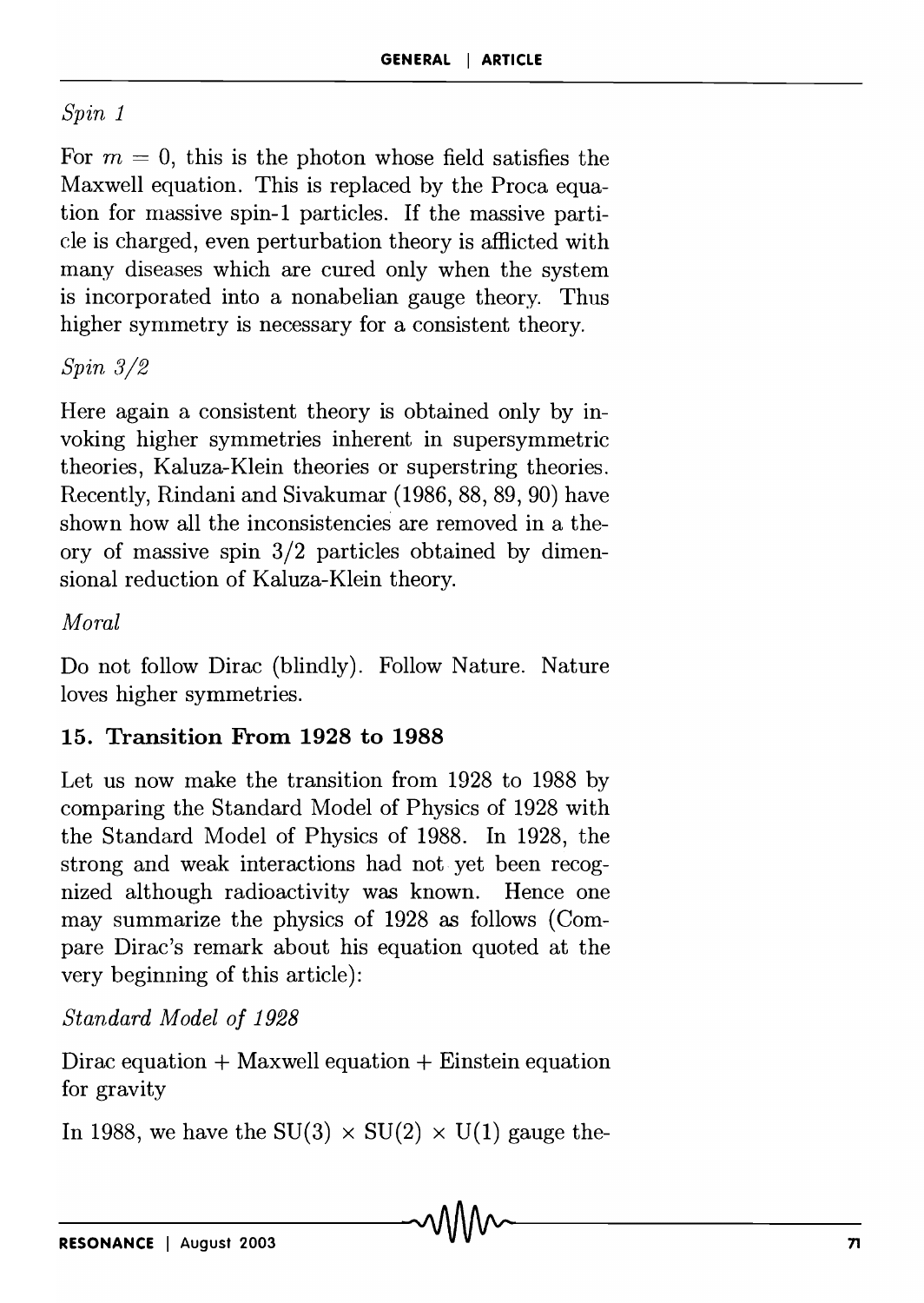*Spin 1*

For $m = 0$, this is the photon whose field satisfies the Maxwell equation. This is replaced by the Proca equation for massive spin-1 particles. If the massive particle is charged, even perturbation theory is afflicted with many diseases which are cured only when the system is incorporated into a nonabelian gauge theory. Thus higher symmetry is necessary for a consistent theory.

*Spin 3/2*

Here again a consistent theory is obtained only by invoking higher symmetries inherent in supersymmetric theories, Kaluza-Klein theories or superstring theories. Recently, Rindani and Sivakumar (1986, 88, 89, 90) have shown how all the inconsistencies are removed in a theory of massive spin 3/2 particles obtained by dimensional reduction of Kaluza-Klein theory.

*Moral*

Do not follow Dirac (blindly). Follow Nature. Nature loves higher symmetries.

## 15. Transition From 1928 to 1988

Let us now make the transition from 1928 to 1988 by comparing the Standard Model of Physics of 1928 with the Standard Model of Physics of 1988. In 1928, the strong and weak interactions had not yet been recognized although radioactivity was known. Hence one may summarize the physics of 1928 as follows (Compare Dirac's remark about his equation quoted at the very beginning of this article):

*Standard Model of 1928*

Dirac equation + Maxwell equation + Einstein equation for gravity

In 1988, we have the SU(3) $\times$ SU(2) $\times$ U(1) gauge the-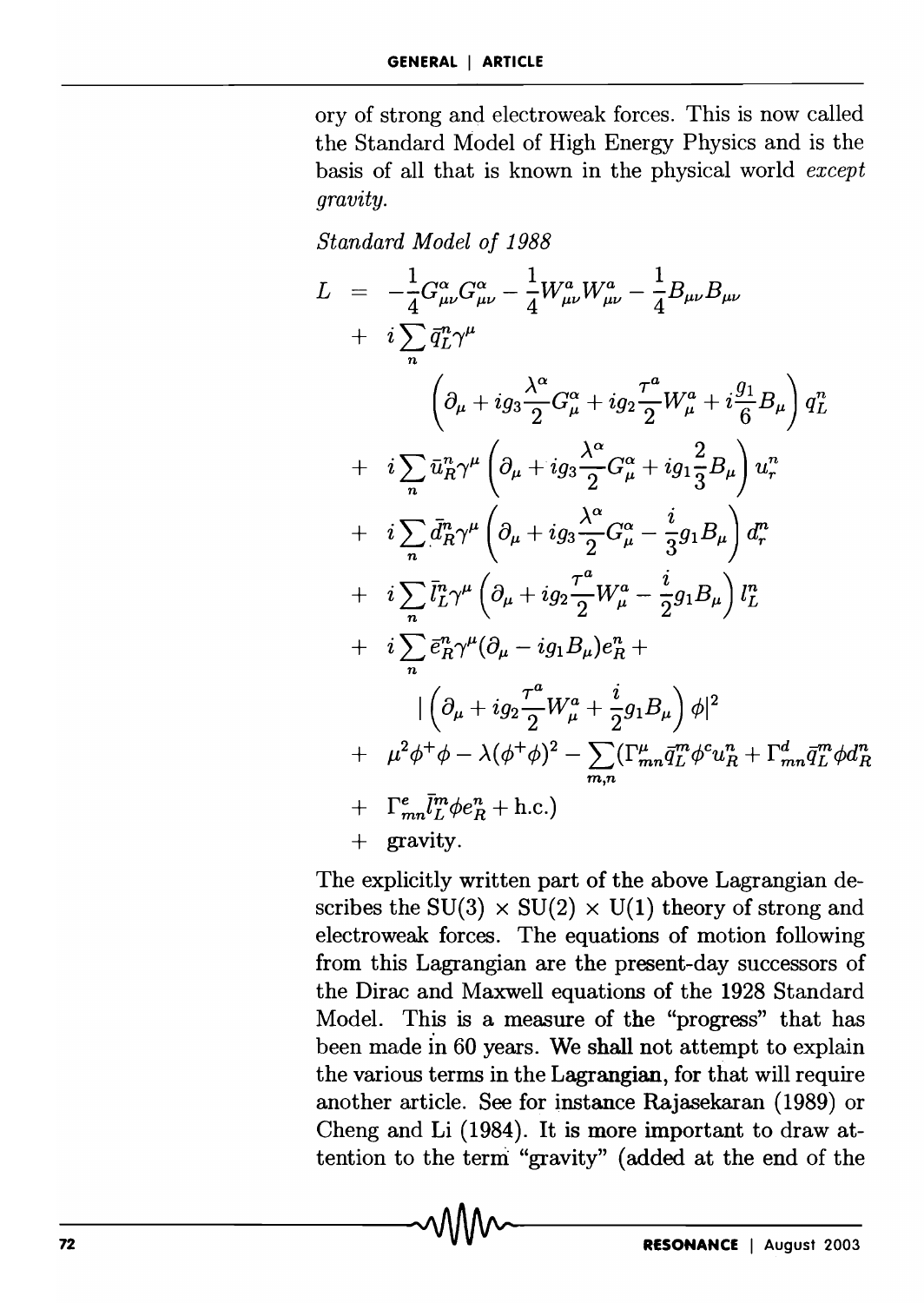ory of strong and electroweak forces. This is now called the Standard Model of High Energy Physics and is the basis of all that is known in the physical world *except gravity.*

*Standard Model of 1988*

$$
\begin{aligned}
L \;=\;& -\frac{1}{4}G^{\alpha}_{\mu\nu}G^{\alpha}_{\mu\nu} - \frac{1}{4}W^{a}_{\mu\nu}W^{a}_{\mu\nu} - \frac{1}{4}B_{\mu\nu}B_{\mu\nu} \\
&+ i\sum_{n}\bar{q}^{n}_{L}\gamma^{\mu} \\
&\qquad \left(\partial_{\mu} + ig_{3}\frac{\lambda^{\alpha}}{2}G^{\alpha}_{\mu} + ig_{2}\frac{\tau^{a}}{2}W^{a}_{\mu} + i\frac{g_{1}}{6}B_{\mu}\right)q^{n}_{L} \\
&+ i\sum_{n}\bar{u}^{n}_{R}\gamma^{\mu}\left(\partial_{\mu} + ig_{3}\frac{\lambda^{\alpha}}{2}G^{\alpha}_{\mu} + ig_{1}\frac{2}{3}B_{\mu}\right)u^{n}_{r} \\
&+ i\sum_{n}\bar{d}^{n}_{R}\gamma^{\mu}\left(\partial_{\mu} + ig_{3}\frac{\lambda^{\alpha}}{2}G^{\alpha}_{\mu} - \frac{i}{3}g_{1}B_{\mu}\right)d^{n}_{r} \\
&+ i\sum_{n}\bar{l}^{n}_{L}\gamma^{\mu}\left(\partial_{\mu} + ig_{2}\frac{\tau^{a}}{2}W^{a}_{\mu} - \frac{i}{2}g_{1}B_{\mu}\right)l^{n}_{L} \\
&+ i\sum_{n}\bar{e}^{n}_{R}\gamma^{\mu}(\partial_{\mu} - ig_{1}B_{\mu})e^{n}_{R} + \\
&\qquad \left|\left(\partial_{\mu} + ig_{2}\frac{\tau^{a}}{2}W^{a}_{\mu} + \frac{i}{2}g_{1}B_{\mu}\right)\phi\right|^{2} \\
&+ \mu^{2}\phi^{+}\phi - \lambda(\phi^{+}\phi)^{2} - \sum_{m,n}(\Gamma^{\mu}_{mn}\bar{q}^{m}_{L}\phi^{c}u^{n}_{R} + \Gamma^{d}_{mn}\bar{q}^{m}_{L}\phi d^{n}_{R} \\
&+ \Gamma^{e}_{mn}\bar{l}^{m}_{L}\phi e^{n}_{R} + \text{h.c.}) \\
&+ \text{gravity.}
\end{aligned}
$$

The explicitly written part of the above Lagrangian describes the SU(3) $\times$ SU(2) $\times$ U(1) theory of strong and electroweak forces. The equations of motion following from this Lagrangian are the present-day successors of the Dirac and Maxwell equations of the 1928 Standard Model. This is a measure of the "progress" that has been made in 60 years. We shall not attempt to explain the various terms in the Lagrangian, for that will require another article. See for instance Rajasekaran (1989) or Cheng and Li (1984). It is more important to draw attention to the term "gravity" (added at the end of the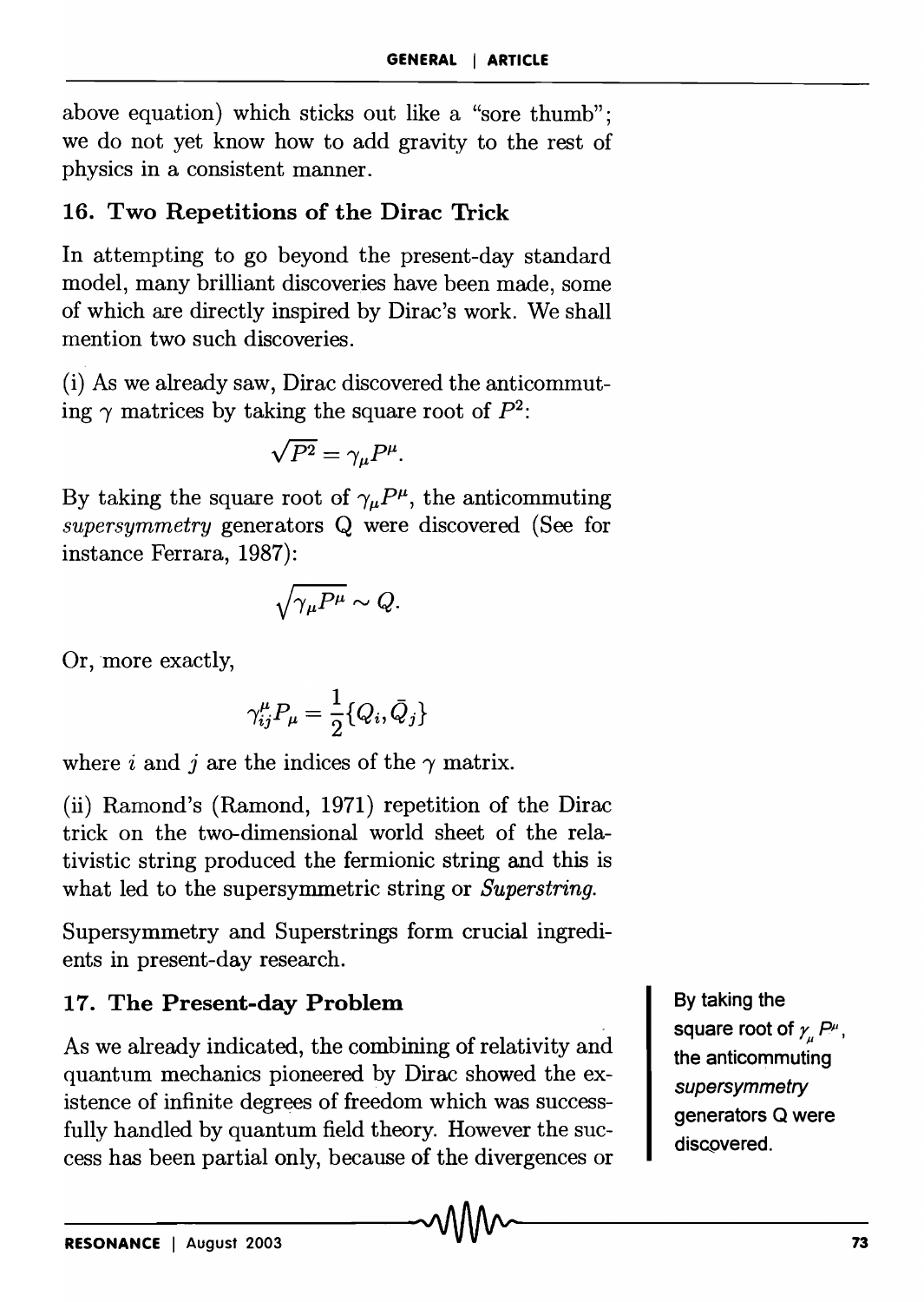above equation) which sticks out like a "sore thumb"; we do not yet know how to add gravity to the rest of physics in a consistent manner.

## 16. Two Repetitions of the Dirac Trick

In attempting to go beyond the present-day standard model, many brilliant discoveries have been made, some of which are directly inspired by Dirac's work. We shall mention two such discoveries.

(i) As we already saw, Dirac discovered the anticommuting $\gamma$ matrices by taking the square root of $P^2$:

$$\sqrt{P^2} = \gamma_\mu P^\mu.$$

By taking the square root of $\gamma_\mu P^\mu$, the anticommuting *supersymmetry* generators Q were discovered (See for instance Ferrara, 1987):

$$\sqrt{\gamma_\mu P^\mu} \sim Q.$$

Or, more exactly,

$$\gamma^\mu_{ij} P_\mu = \frac{1}{2}\{Q_i, \bar{Q}_j\}$$

where $i$ and $j$ are the indices of the $\gamma$ matrix.

(ii) Ramond's (Ramond, 1971) repetition of the Dirac trick on the two-dimensional world sheet of the relativistic string produced the fermionic string and this is what led to the supersymmetric string or *Superstring*.

Supersymmetry and Superstrings form crucial ingredients in present-day research.

By taking the square root of $\gamma_\mu P^\mu$, the anticommuting *supersymmetry* generators Q were discovered.

## 17. The Present-day Problem

As we already indicated, the combining of relativity and quantum mechanics pioneered by Dirac showed the existence of infinite degrees of freedom which was successfully handled by quantum field theory. However the success has been partial only, because of the divergences or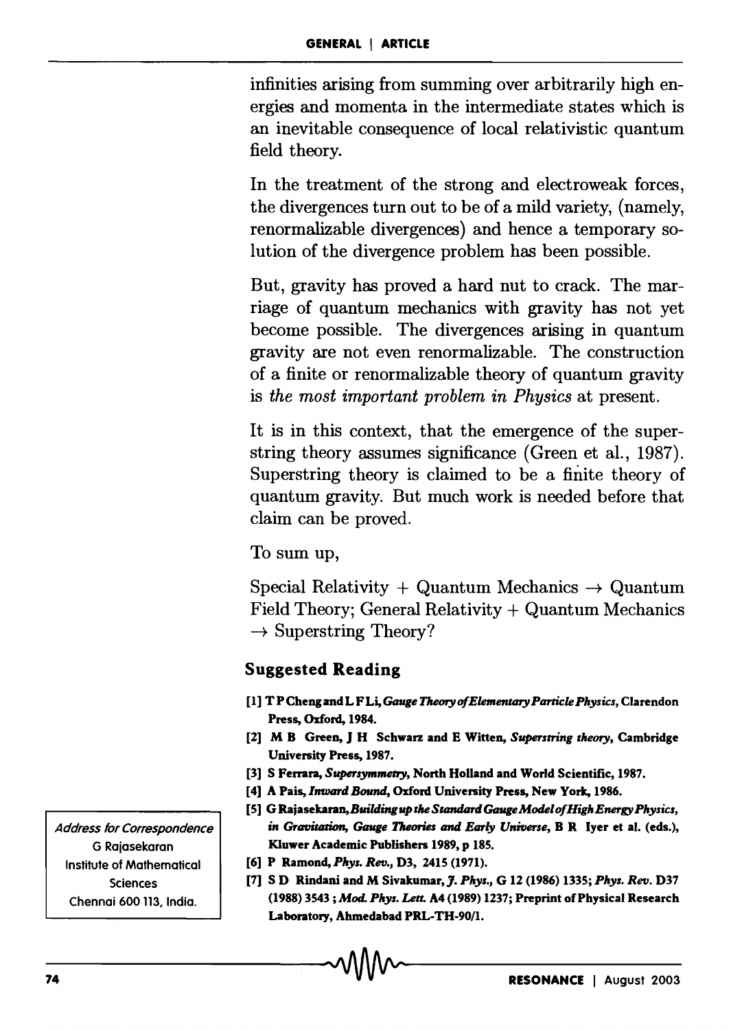infinities arising from summing over arbitrarily high energies and momenta in the intermediate states which is an inevitable consequence of local relativistic quantum field theory.

In the treatment of the strong and electroweak forces, the divergences turn out to be of a mild variety, (namely, renormalizable divergences) and hence a temporary solution of the divergence problem has been possible.

But, gravity has proved a hard nut to crack. The marriage of quantum mechanics with gravity has not yet become possible. The divergences arising in quantum gravity are not even renormalizable. The construction of a finite or renormalizable theory of quantum gravity is *the most important problem in Physics* at present.

It is in this context, that the emergence of the superstring theory assumes significance (Green et al., 1987). Superstring theory is claimed to be a finite theory of quantum gravity. But much work is needed before that claim can be proved.

To sum up,

Special Relativity + Quantum Mechanics → Quantum Field Theory; General Relativity + Quantum Mechanics → Superstring Theory?

## Suggested Reading

[1] T P Cheng and L F Li, *Gauge Theory of Elementary Particle Physics*, Clarendon Press, Oxford, 1984.

[2] M B Green, J H Schwarz and E Witten, *Superstring theory*, Cambridge University Press, 1987.

[3] S Ferrara, *Supersymmetry*, North Holland and World Scientific, 1987.

[4] A Pais, *Inward Bound*, Oxford University Press, New York, 1986.

[5] G Rajasekaran, *Building up the Standard Gauge Model of High Energy Physics, in Gravitation, Gauge Theories and Early Universe*, B R Iyer et al. (eds.), Kluwer Academic Publishers 1989, p 185.

[6] P Ramond, *Phys. Rev.*, D3, 2415 (1971).

[7] S D Rindani and M Sivakumar, *J. Phys.*, G 12 (1986) 1335; *Phys. Rev.* D37 (1988) 3543 ; *Mod. Phys. Lett.* A4 (1989) 1237; Preprint of Physical Research Laboratory, Ahmedabad PRL-TH-90/1.

*Address for Correspondence*
G Rajasekaran
Institute of Mathematical Sciences
Chennai 600 113, India.